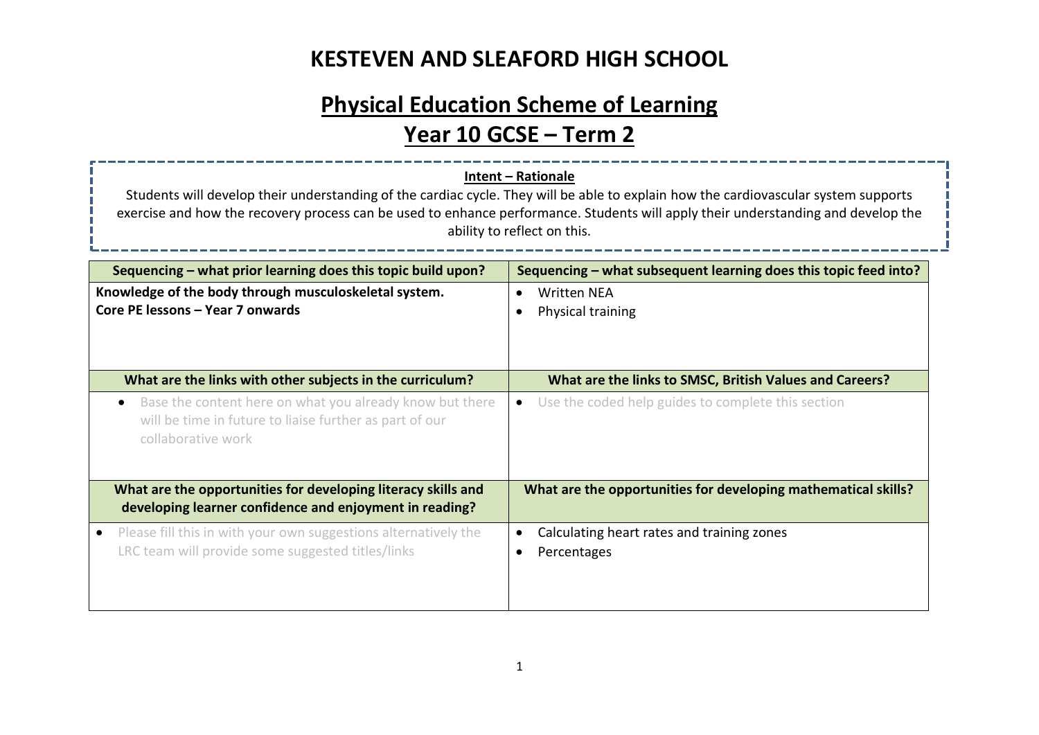# KESTEVEN AND SLEAFORD HIGH SCHOOL

## Physical Education Scheme of Learning

## Year 10 GCSE – Term 2

**Intent – Rationale**

Students will develop their understanding of the cardiac cycle. They will be able to explain how the cardiovascular system supports exercise and how the recovery process can be used to enhance performance. Students will apply their understanding and develop the ability to reflect on this.

| Sequencing – what prior learning does this topic build upon? | Sequencing – what subsequent learning does this topic feed into? |
|---|---|
| **Knowledge of the body through musculoskeletal system.**<br>**Core PE lessons – Year 7 onwards** | • Written NEA<br>• Physical training |
| **What are the links with other subjects in the curriculum?** | **What are the links to SMSC, British Values and Careers?** |
| • Base the content here on what you already know but there will be time in future to liaise further as part of our collaborative work | • Use the coded help guides to complete this section |
| **What are the opportunities for developing literacy skills and developing learner confidence and enjoyment in reading?** | **What are the opportunities for developing mathematical skills?** |
| • Please fill this in with your own suggestions alternatively the LRC team will provide some suggested titles/links | • Calculating heart rates and training zones<br>• Percentages |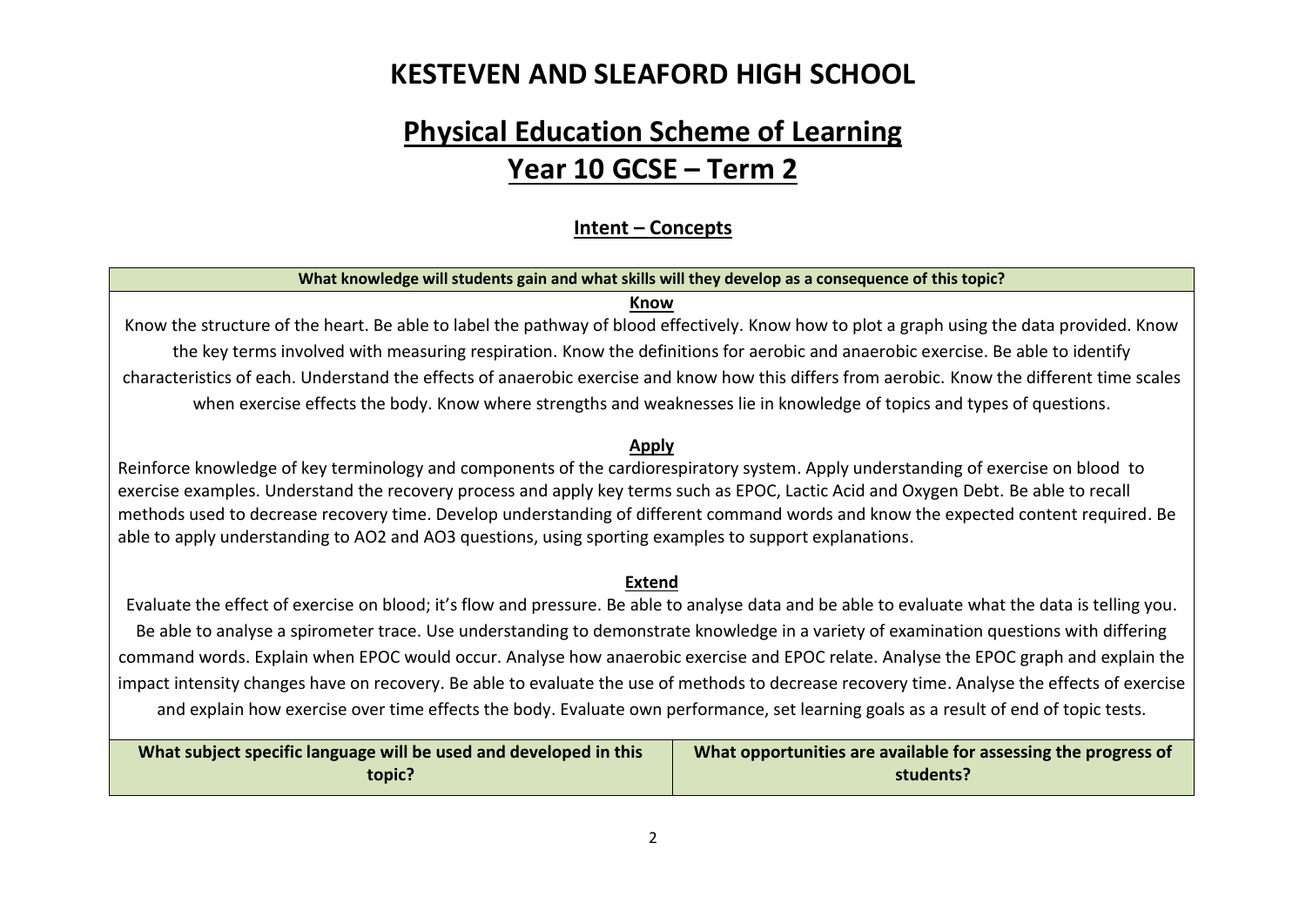# KESTEVEN AND SLEAFORD HIGH SCHOOL

## Physical Education Scheme of Learning

## Year 10 GCSE – Term 2

### Intent – Concepts

| What knowledge will students gain and what skills will they develop as a consequence of this topic? |
|---|
| **Know**<br>Know the structure of the heart. Be able to label the pathway of blood effectively. Know how to plot a graph using the data provided. Know the key terms involved with measuring respiration. Know the definitions for aerobic and anaerobic exercise. Be able to identify characteristics of each. Understand the effects of anaerobic exercise and know how this differs from aerobic. Know the different time scales when exercise effects the body. Know where strengths and weaknesses lie in knowledge of topics and types of questions.<br><br>**Apply**<br>Reinforce knowledge of key terminology and components of the cardiorespiratory system. Apply understanding of exercise on blood to exercise examples. Understand the recovery process and apply key terms such as EPOC, Lactic Acid and Oxygen Debt. Be able to recall methods used to decrease recovery time. Develop understanding of different command words and know the expected content required. Be able to apply understanding to AO2 and AO3 questions, using sporting examples to support explanations.<br><br>**Extend**<br>Evaluate the effect of exercise on blood; it's flow and pressure. Be able to analyse data and be able to evaluate what the data is telling you. Be able to analyse a spirometer trace. Use understanding to demonstrate knowledge in a variety of examination questions with differing command words. Explain when EPOC would occur. Analyse how anaerobic exercise and EPOC relate. Analyse the EPOC graph and explain the impact intensity changes have on recovery. Be able to evaluate the use of methods to decrease recovery time. Analyse the effects of exercise and explain how exercise over time effects the body. Evaluate own performance, set learning goals as a result of end of topic tests. |

| What subject specific language will be used and developed in this topic? | What opportunities are available for assessing the progress of students? |
|---|---|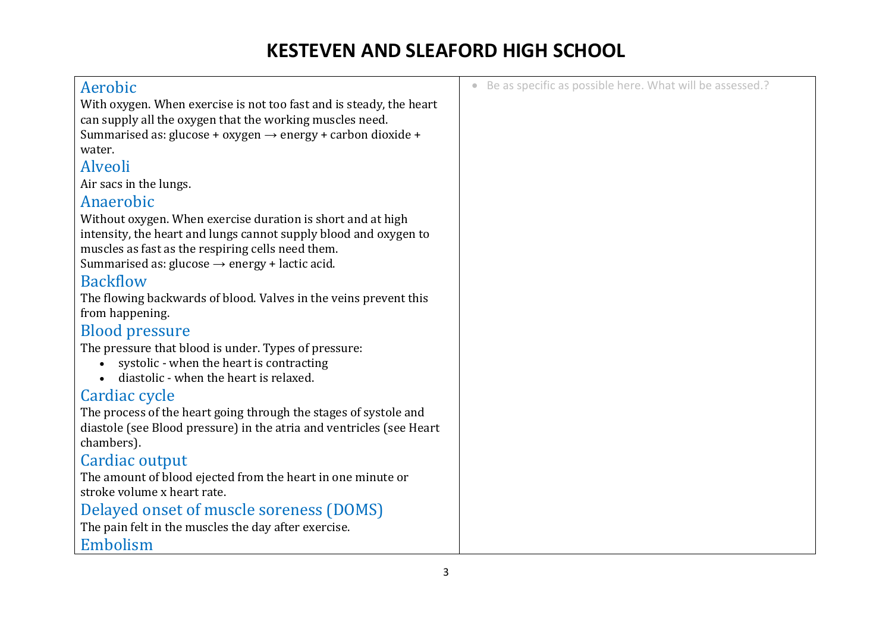# KESTEVEN AND SLEAFORD HIGH SCHOOL

| | |
|---|---|
| **Aerobic**<br>With oxygen. When exercise is not too fast and is steady, the heart can supply all the oxygen that the working muscles need.<br>Summarised as: glucose + oxygen → energy + carbon dioxide + water.<br>**Alveoli**<br>Air sacs in the lungs.<br>**Anaerobic**<br>Without oxygen. When exercise duration is short and at high intensity, the heart and lungs cannot supply blood and oxygen to muscles as fast as the respiring cells need them.<br>Summarised as: glucose → energy + lactic acid.<br>**Backflow**<br>The flowing backwards of blood. Valves in the veins prevent this from happening.<br>**Blood pressure**<br>The pressure that blood is under. Types of pressure:<br>• systolic - when the heart is contracting<br>• diastolic - when the heart is relaxed.<br>**Cardiac cycle**<br>The process of the heart going through the stages of systole and diastole (see Blood pressure) in the atria and ventricles (see Heart chambers).<br>**Cardiac output**<br>The amount of blood ejected from the heart in one minute or stroke volume x heart rate.<br>**Delayed onset of muscle soreness (DOMS)**<br>The pain felt in the muscles the day after exercise.<br>**Embolism** | • Be as specific as possible here. What will be assessed.? |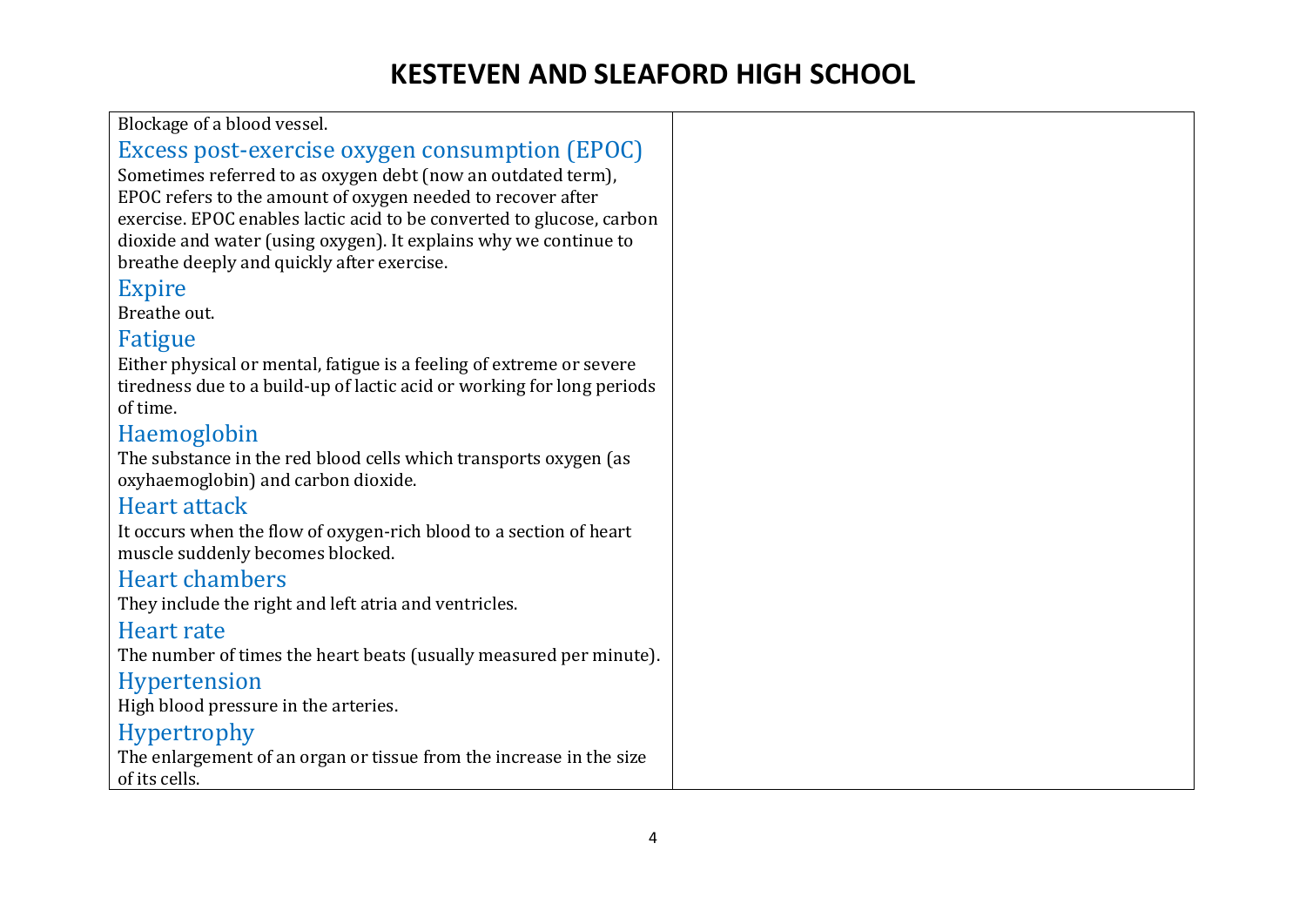Blockage of a blood vessel.

### Excess post-exercise oxygen consumption (EPOC)

Sometimes referred to as oxygen debt (now an outdated term), EPOC refers to the amount of oxygen needed to recover after exercise. EPOC enables lactic acid to be converted to glucose, carbon dioxide and water (using oxygen). It explains why we continue to breathe deeply and quickly after exercise.

### Expire

Breathe out.

### Fatigue

Either physical or mental, fatigue is a feeling of extreme or severe tiredness due to a build-up of lactic acid or working for long periods of time.

### Haemoglobin

The substance in the red blood cells which transports oxygen (as oxyhaemoglobin) and carbon dioxide.

### Heart attack

It occurs when the flow of oxygen-rich blood to a section of heart muscle suddenly becomes blocked.

### Heart chambers

They include the right and left atria and ventricles.

### Heart rate

The number of times the heart beats (usually measured per minute).

### Hypertension

High blood pressure in the arteries.

### Hypertrophy

The enlargement of an organ or tissue from the increase in the size of its cells.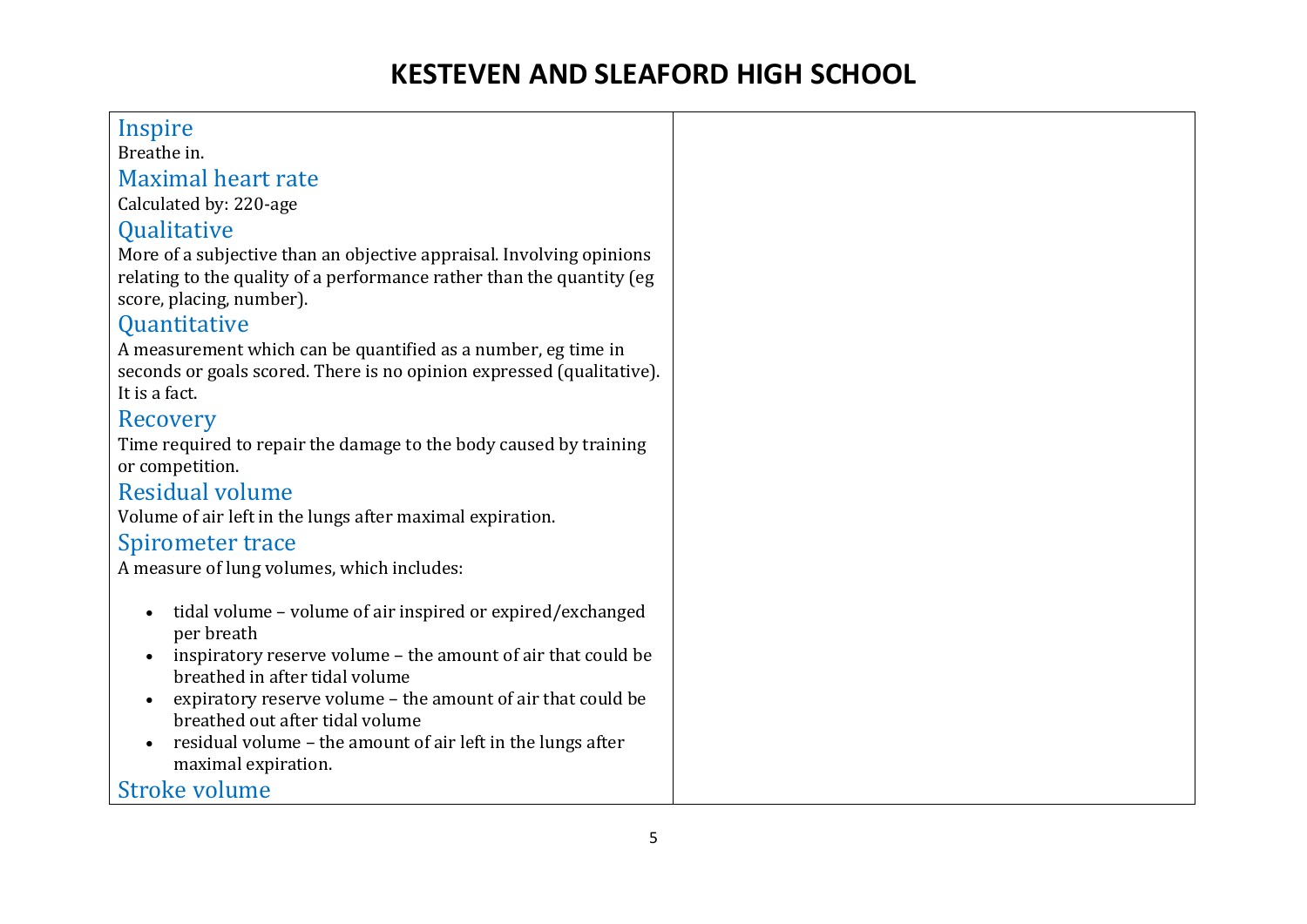# KESTEVEN AND SLEAFORD HIGH SCHOOL

## Inspire

Breathe in.

## Maximal heart rate

Calculated by: 220-age

## Qualitative

More of a subjective than an objective appraisal. Involving opinions relating to the quality of a performance rather than the quantity (eg score, placing, number).

## Quantitative

A measurement which can be quantified as a number, eg time in seconds or goals scored. There is no opinion expressed (qualitative). It is a fact.

## Recovery

Time required to repair the damage to the body caused by training or competition.

## Residual volume

Volume of air left in the lungs after maximal expiration.

## Spirometer trace

A measure of lung volumes, which includes:

- tidal volume – volume of air inspired or expired/exchanged per breath
- inspiratory reserve volume – the amount of air that could be breathed in after tidal volume
- expiratory reserve volume – the amount of air that could be breathed out after tidal volume
- residual volume – the amount of air left in the lungs after maximal expiration.

## Stroke volume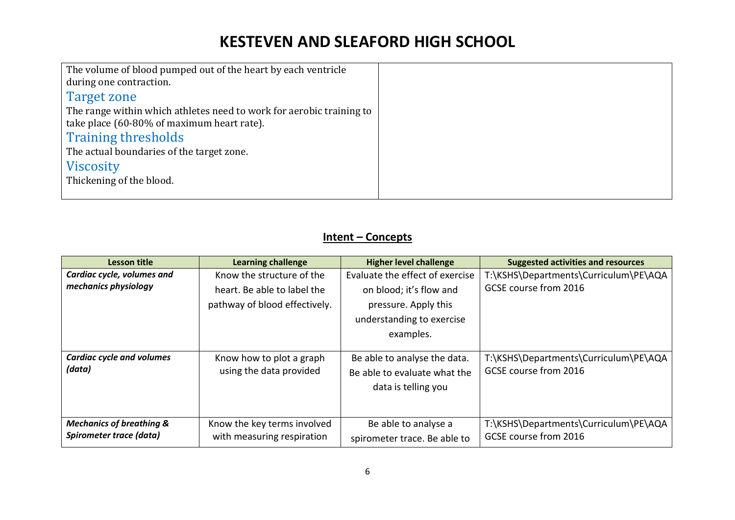# KESTEVEN AND SLEAFORD HIGH SCHOOL

| | |
|---|---|
| The volume of blood pumped out of the heart by each ventricle during one contraction.<br>**Target zone**<br>The range within which athletes need to work for aerobic training to take place (60-80% of maximum heart rate).<br>**Training thresholds**<br>The actual boundaries of the target zone.<br>**Viscosity**<br>Thickening of the blood. | |

## Intent – Concepts

| Lesson title | Learning challenge | Higher level challenge | Suggested activities and resources |
|---|---|---|---|
| ***Cardiac cycle, volumes and mechanics physiology*** | Know the structure of the heart. Be able to label the pathway of blood effectively. | Evaluate the effect of exercise on blood; it's flow and pressure. Apply this understanding to exercise examples. | T:\KSHS\Departments\Curriculum\PE\AQA GCSE course from 2016 |
| ***Cardiac cycle and volumes (data)*** | Know how to plot a graph using the data provided | Be able to analyse the data. Be able to evaluate what the data is telling you | T:\KSHS\Departments\Curriculum\PE\AQA GCSE course from 2016 |
| ***Mechanics of breathing & Spirometer trace (data)*** | Know the key terms involved with measuring respiration | Be able to analyse a spirometer trace. Be able to | T:\KSHS\Departments\Curriculum\PE\AQA GCSE course from 2016 |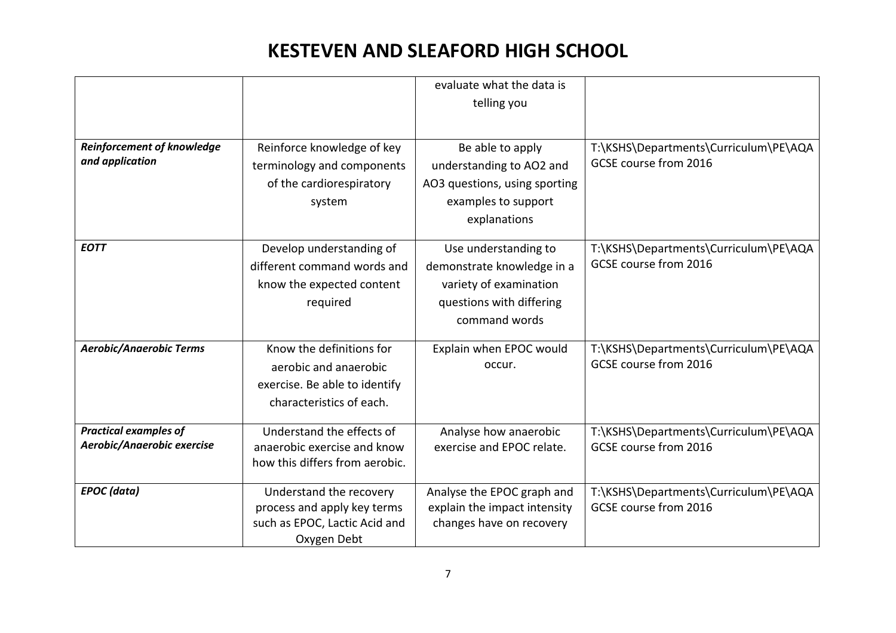# KESTEVEN AND SLEAFORD HIGH SCHOOL

| | | | |
|---|---|---|---|
| | | evaluate what the data is telling you | |
| ***Reinforcement of knowledge and application*** | Reinforce knowledge of key terminology and components of the cardiorespiratory system | Be able to apply understanding to AO2 and AO3 questions, using sporting examples to support explanations | T:\KSHS\Departments\Curriculum\PE\AQA GCSE course from 2016 |
| ***EOTT*** | Develop understanding of different command words and know the expected content required | Use understanding to demonstrate knowledge in a variety of examination questions with differing command words | T:\KSHS\Departments\Curriculum\PE\AQA GCSE course from 2016 |
| ***Aerobic/Anaerobic Terms*** | Know the definitions for aerobic and anaerobic exercise. Be able to identify characteristics of each. | Explain when EPOC would occur. | T:\KSHS\Departments\Curriculum\PE\AQA GCSE course from 2016 |
| ***Practical examples of Aerobic/Anaerobic exercise*** | Understand the effects of anaerobic exercise and know how this differs from aerobic. | Analyse how anaerobic exercise and EPOC relate. | T:\KSHS\Departments\Curriculum\PE\AQA GCSE course from 2016 |
| ***EPOC (data)*** | Understand the recovery process and apply key terms such as EPOC, Lactic Acid and Oxygen Debt | Analyse the EPOC graph and explain the impact intensity changes have on recovery | T:\KSHS\Departments\Curriculum\PE\AQA GCSE course from 2016 |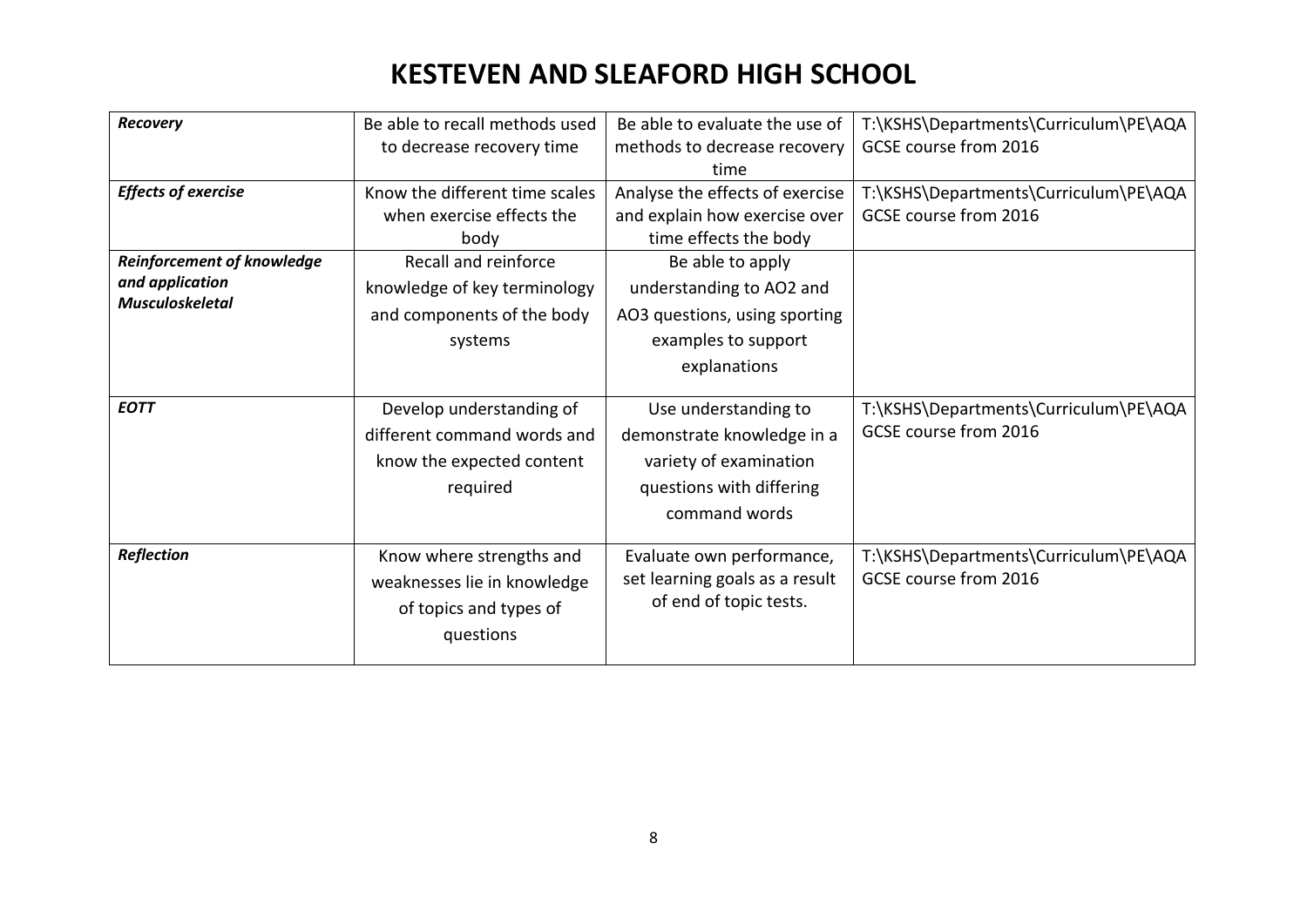# KESTEVEN AND SLEAFORD HIGH SCHOOL

| | | | |
|---|---|---|---|
| ***Recovery*** | Be able to recall methods used to decrease recovery time | Be able to evaluate the use of methods to decrease recovery time | T:\KSHS\Departments\Curriculum\PE\AQA GCSE course from 2016 |
| ***Effects of exercise*** | Know the different time scales when exercise effects the body | Analyse the effects of exercise and explain how exercise over time effects the body | T:\KSHS\Departments\Curriculum\PE\AQA GCSE course from 2016 |
| ***Reinforcement of knowledge and application Musculoskeletal*** | Recall and reinforce knowledge of key terminology and components of the body systems | Be able to apply understanding to AO2 and AO3 questions, using sporting examples to support explanations | |
| ***EOTT*** | Develop understanding of different command words and know the expected content required | Use understanding to demonstrate knowledge in a variety of examination questions with differing command words | T:\KSHS\Departments\Curriculum\PE\AQA GCSE course from 2016 |
| ***Reflection*** | Know where strengths and weaknesses lie in knowledge of topics and types of questions | Evaluate own performance, set learning goals as a result of end of topic tests. | T:\KSHS\Departments\Curriculum\PE\AQA GCSE course from 2016 |